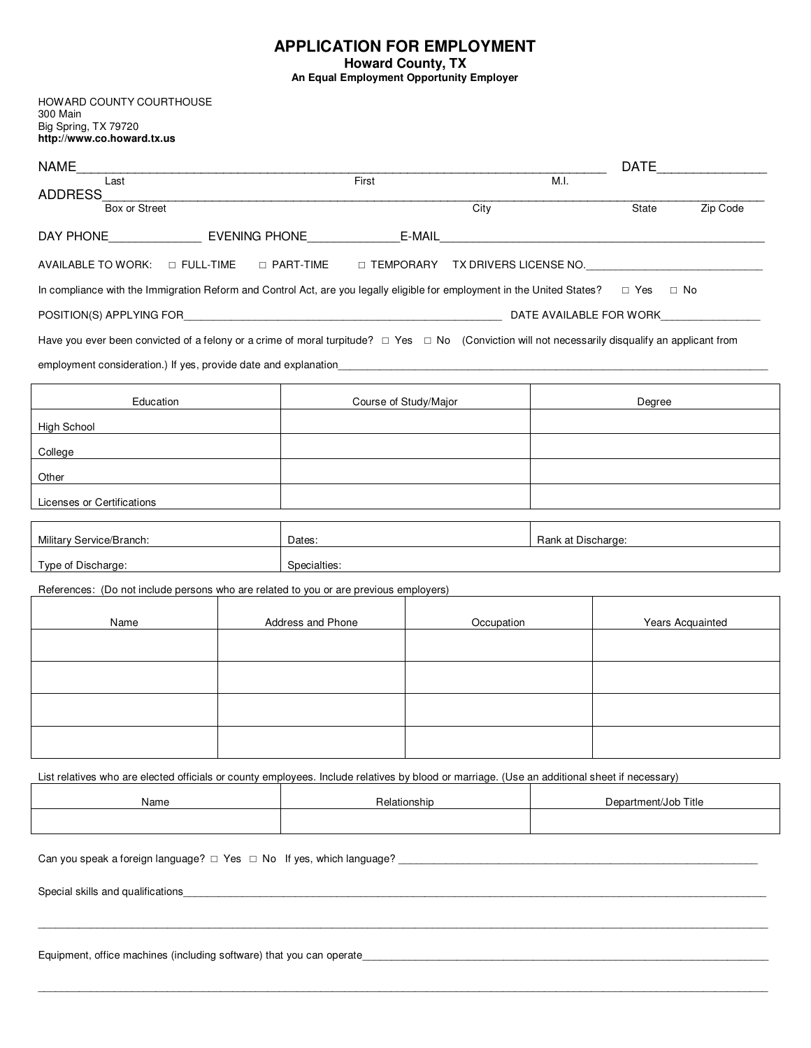# APPLICATION FOR EMPLOYMENT

## Howard County, TX

**An Equal Employment Opportunity Employer**

HOWARD COUNTY COURTHOUSE
300 Main
Big Spring, TX 79720
**http://www.co.howard.tx.us**

NAME_____________________________________________________________________ DATE_______________
Last First M.I.

ADDRESS______________________________________________________________________________________
Box or Street City State Zip Code

DAY PHONE______________ EVENING PHONE______________E-MAIL__________________________________________________

AVAILABLE TO WORK: □ FULL-TIME □ PART-TIME □ TEMPORARY TX DRIVERS LICENSE NO.______________________________

In compliance with the Immigration Reform and Control Act, are you legally eligible for employment in the United States? □ Yes □ No

POSITION(S) APPLYING FOR_________________________________________________________ DATE AVAILABLE FOR WORK_________________

Have you ever been convicted of a felony or a crime of moral turpitude? □ Yes □ No (Conviction will not necessarily disqualify an applicant from employment consideration.) If yes, provide date and explanation_______________________________________________________________________________

| Education | Course of Study/Major | Degree |
|---|---|---|
| High School | | |
| College | | |
| Other | | |
| Licenses or Certifications | | |

| | | |
|---|---|---|
| Military Service/Branch: | Dates: | Rank at Discharge: |
| Type of Discharge: | Specialties: | |

References: (Do not include persons who are related to you or are previous employers)

| Name | Address and Phone | Occupation | Years Acquainted |
|---|---|---|---|
| | | | |
| | | | |
| | | | |
| | | | |

List relatives who are elected officials or county employees. Include relatives by blood or marriage. (Use an additional sheet if necessary)

| Name | Relationship | Department/Job Title |
|---|---|---|
| | | |

Can you speak a foreign language? □ Yes □ No If yes, which language? ____________________________________________________________

Special skills and qualifications_____________________________________________________________________________________________

_______________________________________________________________________________________________________________

Equipment, office machines (including software) that you can operate_______________________________________________________________

_______________________________________________________________________________________________________________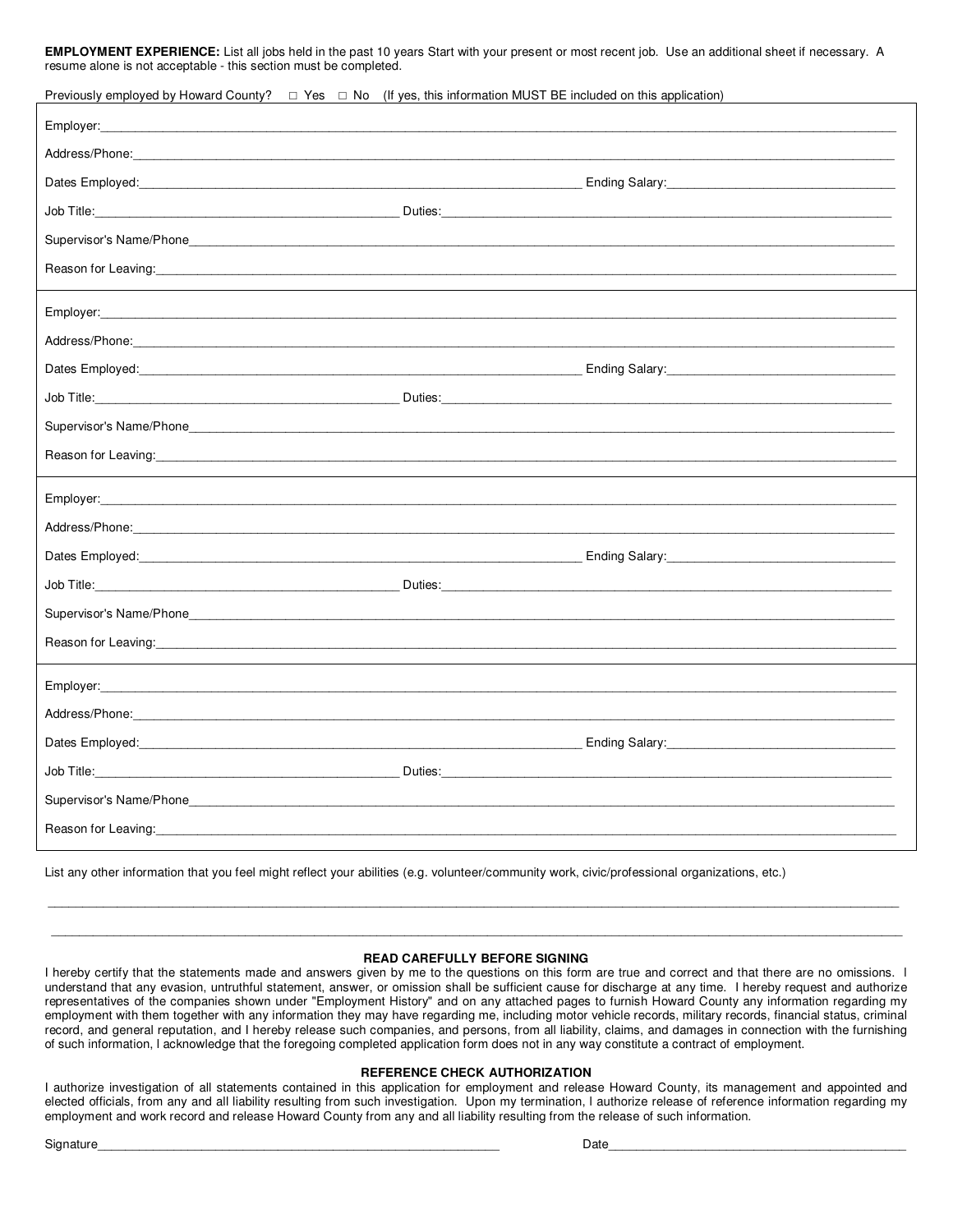**EMPLOYMENT EXPERIENCE:** List all jobs held in the past 10 years Start with your present or most recent job. Use an additional sheet if necessary. A resume alone is not acceptable - this section must be completed.

Previously employed by Howard County? □ Yes □ No (If yes, this information MUST BE included on this application)

Employer:_______________________________________________

Address/Phone:_______________________________________________

Dates Employed:_______________________________ Ending Salary:_______________________

Job Title:_______________________ Duties:_______________________________

Supervisor's Name/Phone_______________________________________________

Reason for Leaving:_______________________________________________

---

Employer:_______________________________________________

Address/Phone:_______________________________________________

Dates Employed:_______________________________ Ending Salary:_______________________

Job Title:_______________________ Duties:_______________________________

Supervisor's Name/Phone_______________________________________________

Reason for Leaving:_______________________________________________

---

Employer:_______________________________________________

Address/Phone:_______________________________________________

Dates Employed:_______________________________ Ending Salary:_______________________

Job Title:_______________________ Duties:_______________________________

Supervisor's Name/Phone_______________________________________________

Reason for Leaving:_______________________________________________

---

Employer:_______________________________________________

Address/Phone:_______________________________________________

Dates Employed:_______________________________ Ending Salary:_______________________

Job Title:_______________________ Duties:_______________________________

Supervisor's Name/Phone_______________________________________________

Reason for Leaving:_______________________________________________

---

List any other information that you feel might reflect your abilities (e.g. volunteer/community work, civic/professional organizations, etc.)

_______________________________________________________________________________

_______________________________________________________________________________

**READ CAREFULLY BEFORE SIGNING**

I hereby certify that the statements made and answers given by me to the questions on this form are true and correct and that there are no omissions. I understand that any evasion, untruthful statement, answer, or omission shall be sufficient cause for discharge at any time. I hereby request and authorize representatives of the companies shown under "Employment History" and on any attached pages to furnish Howard County any information regarding my employment with them together with any information they may have regarding me, including motor vehicle records, military records, financial status, criminal record, and general reputation, and I hereby release such companies, and persons, from all liability, claims, and damages in connection with the furnishing of such information, I acknowledge that the foregoing completed application form does not in any way constitute a contract of employment.

**REFERENCE CHECK AUTHORIZATION**

I authorize investigation of all statements contained in this application for employment and release Howard County, its management and appointed and elected officials, from any and all liability resulting from such investigation. Upon my termination, I authorize release of reference information regarding my employment and work record and release Howard County from any and all liability resulting from the release of such information.

Signature_______________________________ Date_______________________________